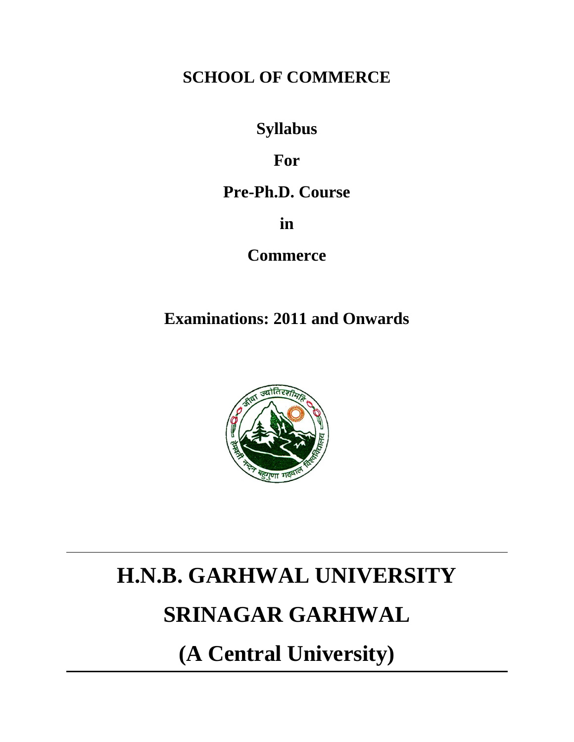# SCHOOL OF COMMERCE

## Syllabus

## For

## Pre-Ph.D. Course

## in

## Commerce

## Examinations: 2011 and Onwards

# H.N.B. GARHWAL UNIVERSITY

# SRINAGAR GARHWAL

# (A Central University)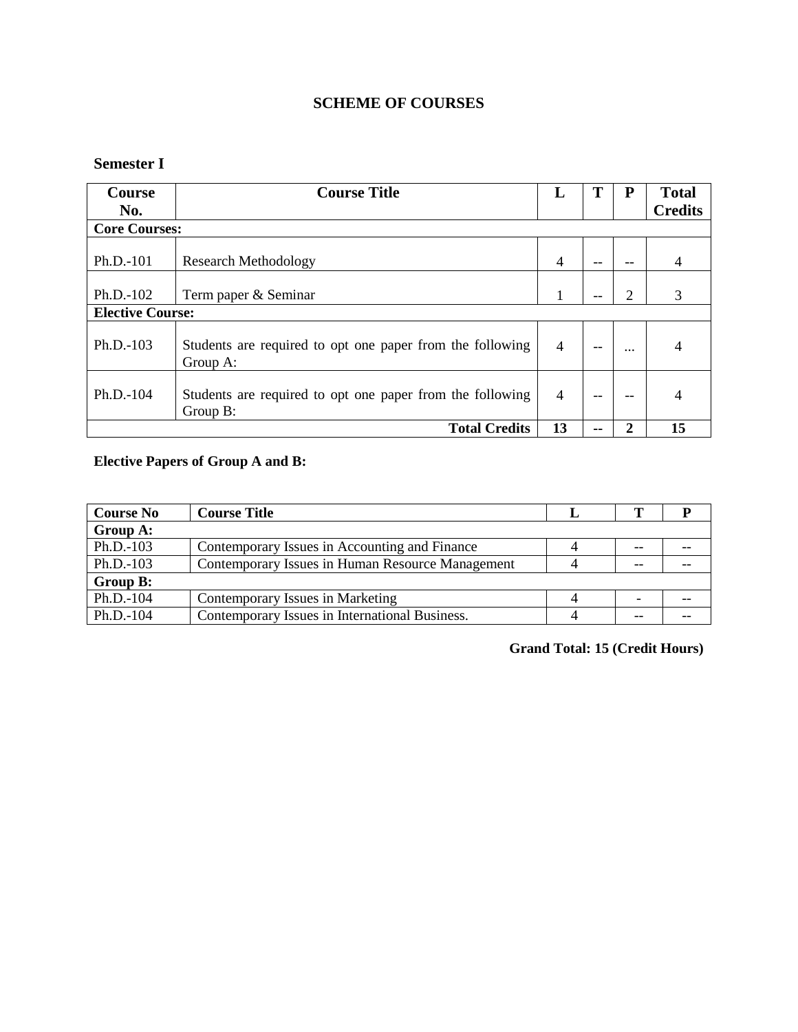## SCHEME OF COURSES

### Semester I

| Course No. | Course Title | L | T | P | Total Credits |
|---|---|---|---|---|---|
| **Core Courses:** | | | | | |
| Ph.D.-101 | Research Methodology | 4 | -- | -- | 4 |
| Ph.D.-102 | Term paper & Seminar | 1 | -- | 2 | 3 |
| **Elective Course:** | | | | | |
| Ph.D.-103 | Students are required to opt one paper from the following Group A: | 4 | -- | ... | 4 |
| Ph.D.-104 | Students are required to opt one paper from the following Group B: | 4 | -- | -- | 4 |
| | **Total Credits** | **13** | **--** | **2** | **15** |

**Elective Papers of Group A and B:**

| Course No | Course Title | L | T | P |
|---|---|---|---|---|
| **Group A:** | | | | |
| Ph.D.-103 | Contemporary Issues in Accounting and Finance | 4 | -- | -- |
| Ph.D.-103 | Contemporary Issues in Human Resource Management | 4 | -- | -- |
| **Group B:** | | | | |
| Ph.D.-104 | Contemporary Issues in Marketing | 4 | - | -- |
| Ph.D.-104 | Contemporary Issues in International Business. | 4 | -- | -- |

**Grand Total: 15 (Credit Hours)**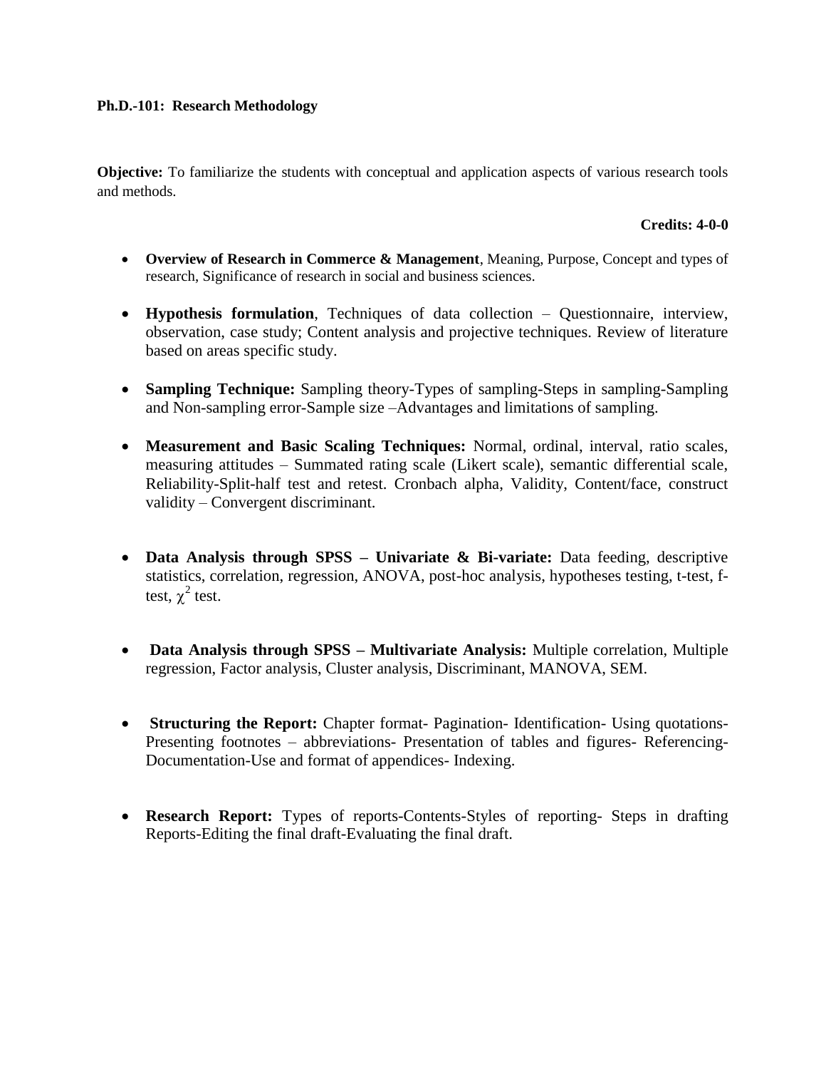**Ph.D.-101: Research Methodology**

**Objective:** To familiarize the students with conceptual and application aspects of various research tools and methods.

**Credits: 4-0-0**

- **Overview of Research in Commerce & Management**, Meaning, Purpose, Concept and types of research, Significance of research in social and business sciences.
- **Hypothesis formulation**, Techniques of data collection – Questionnaire, interview, observation, case study; Content analysis and projective techniques. Review of literature based on areas specific study.
- **Sampling Technique:** Sampling theory-Types of sampling-Steps in sampling-Sampling and Non-sampling error-Sample size –Advantages and limitations of sampling.
- **Measurement and Basic Scaling Techniques:** Normal, ordinal, interval, ratio scales, measuring attitudes – Summated rating scale (Likert scale), semantic differential scale, Reliability-Split-half test and retest. Cronbach alpha, Validity, Content/face, construct validity – Convergent discriminant.
- **Data Analysis through SPSS – Univariate & Bi-variate:** Data feeding, descriptive statistics, correlation, regression, ANOVA, post-hoc analysis, hypotheses testing, t-test, f-test, $\chi^2$ test.
- **Data Analysis through SPSS – Multivariate Analysis:** Multiple correlation, Multiple regression, Factor analysis, Cluster analysis, Discriminant, MANOVA, SEM.
- **Structuring the Report:** Chapter format- Pagination- Identification- Using quotations- Presenting footnotes – abbreviations- Presentation of tables and figures- Referencing- Documentation-Use and format of appendices- Indexing.
- **Research Report:** Types of reports-Contents-Styles of reporting- Steps in drafting Reports-Editing the final draft-Evaluating the final draft.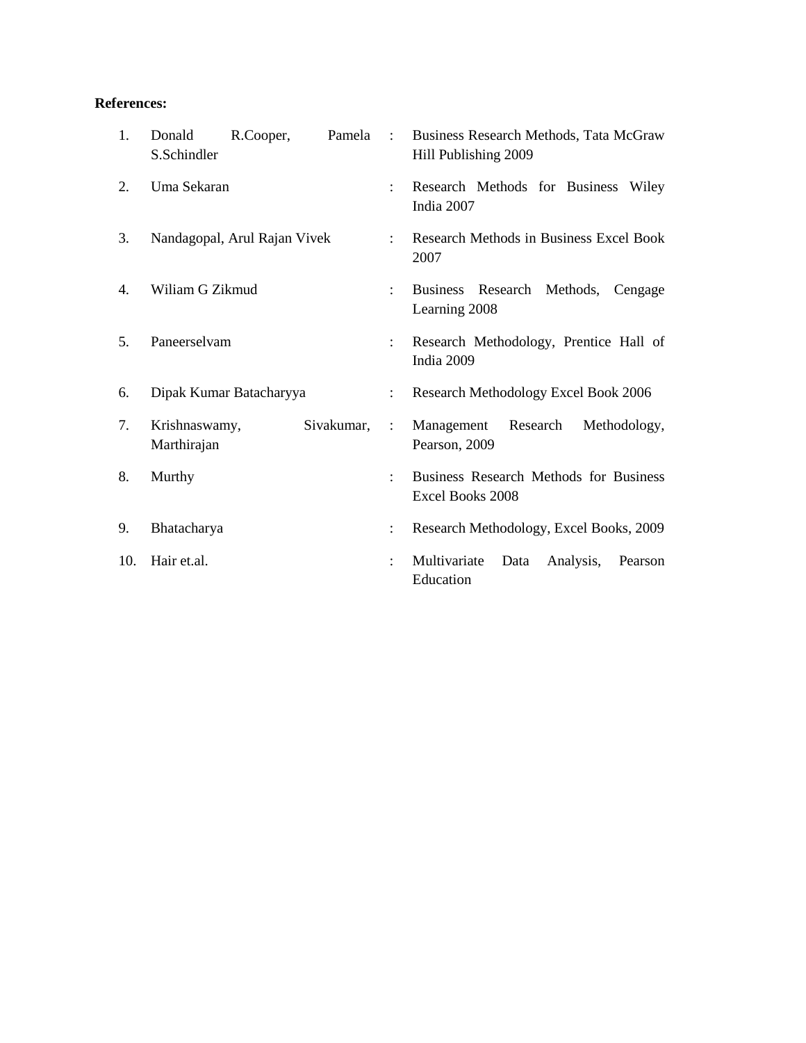**References:**

1. Donald R.Cooper, Pamela S.Schindler : Business Research Methods, Tata McGraw Hill Publishing 2009
2. Uma Sekaran : Research Methods for Business Wiley India 2007
3. Nandagopal, Arul Rajan Vivek : Research Methods in Business Excel Book 2007
4. Wiliam G Zikmud : Business Research Methods, Cengage Learning 2008
5. Paneerselvam : Research Methodology, Prentice Hall of India 2009
6. Dipak Kumar Batacharyya : Research Methodology Excel Book 2006
7. Krishnaswamy, Sivakumar, Marthirajan : Management Research Methodology, Pearson, 2009
8. Murthy : Business Research Methods for Business Excel Books 2008
9. Bhatacharya : Research Methodology, Excel Books, 2009
10. Hair et.al. : Multivariate Data Analysis, Pearson Education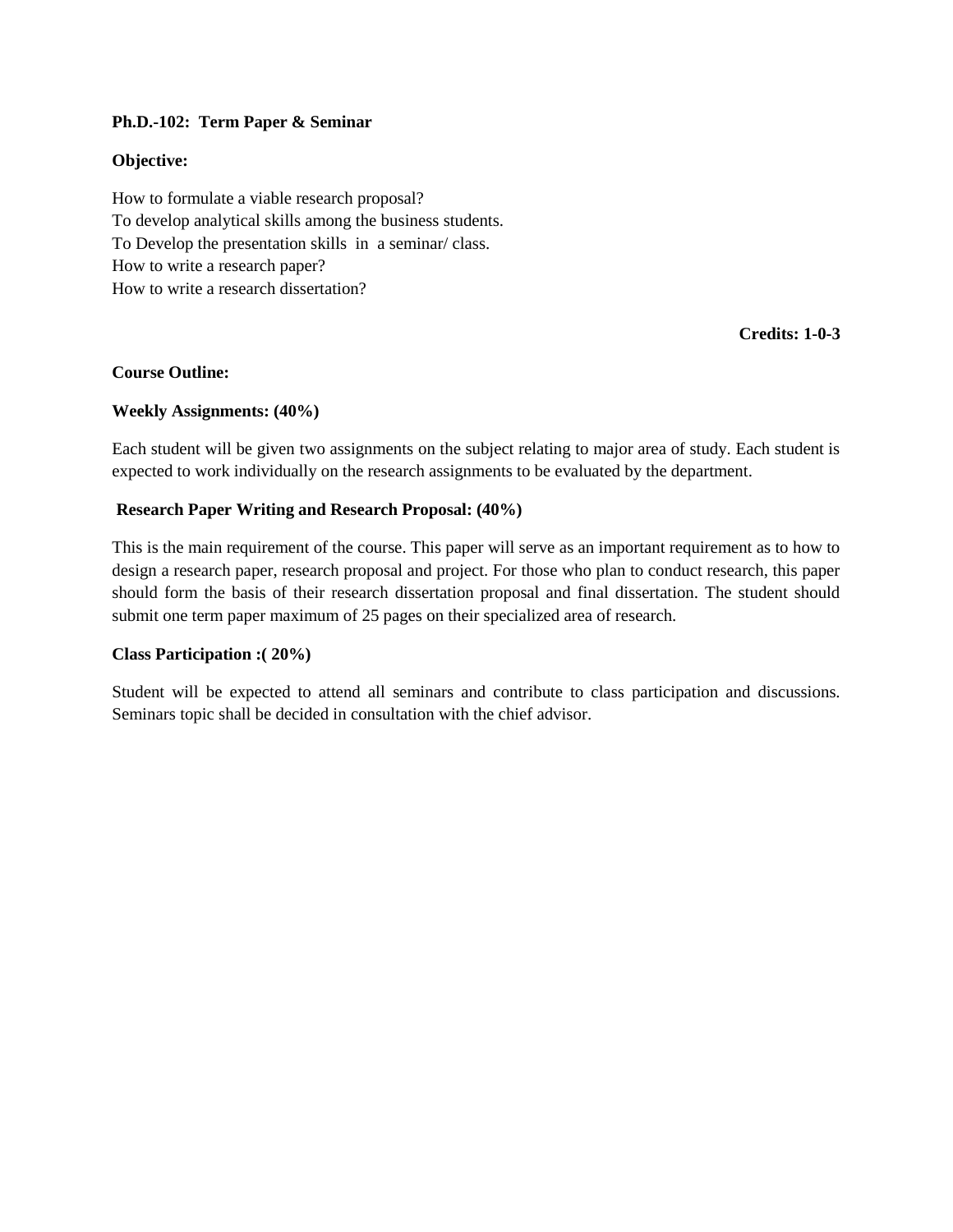**Ph.D.-102: Term Paper & Seminar**

**Objective:**

How to formulate a viable research proposal?
To develop analytical skills among the business students.
To Develop the presentation skills in a seminar/ class.
How to write a research paper?
How to write a research dissertation?

**Credits: 1-0-3**

**Course Outline:**

**Weekly Assignments: (40%)**

Each student will be given two assignments on the subject relating to major area of study. Each student is expected to work individually on the research assignments to be evaluated by the department.

**Research Paper Writing and Research Proposal: (40%)**

This is the main requirement of the course. This paper will serve as an important requirement as to how to design a research paper, research proposal and project. For those who plan to conduct research, this paper should form the basis of their research dissertation proposal and final dissertation. The student should submit one term paper maximum of 25 pages on their specialized area of research.

**Class Participation :( 20%)**

Student will be expected to attend all seminars and contribute to class participation and discussions. Seminars topic shall be decided in consultation with the chief advisor.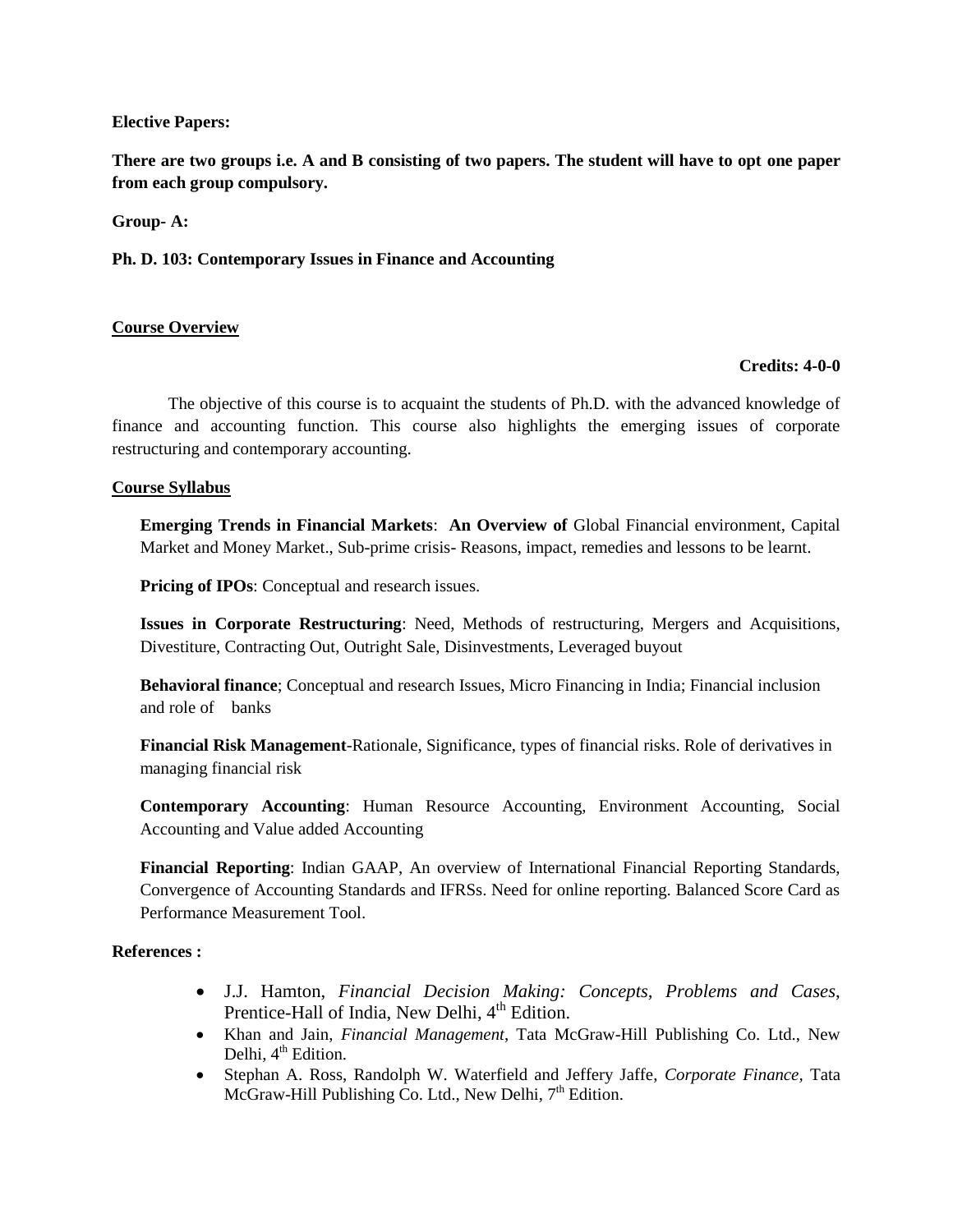**Elective Papers:**

**There are two groups i.e. A and B consisting of two papers. The student will have to opt one paper from each group compulsory.**

**Group- A:**

**Ph. D. 103: Contemporary Issues in Finance and Accounting**

**Course Overview**

**Credits: 4-0-0**

The objective of this course is to acquaint the students of Ph.D. with the advanced knowledge of finance and accounting function. This course also highlights the emerging issues of corporate restructuring and contemporary accounting.

**Course Syllabus**

**Emerging Trends in Financial Markets**: **An Overview of** Global Financial environment, Capital Market and Money Market., Sub-prime crisis- Reasons, impact, remedies and lessons to be learnt.

**Pricing of IPOs**: Conceptual and research issues.

**Issues in Corporate Restructuring**: Need, Methods of restructuring, Mergers and Acquisitions, Divestiture, Contracting Out, Outright Sale, Disinvestments, Leveraged buyout

**Behavioral finance**; Conceptual and research Issues, Micro Financing in India; Financial inclusion and role of banks

**Financial Risk Management**-Rationale, Significance, types of financial risks. Role of derivatives in managing financial risk

**Contemporary Accounting**: Human Resource Accounting, Environment Accounting, Social Accounting and Value added Accounting

**Financial Reporting**: Indian GAAP, An overview of International Financial Reporting Standards, Convergence of Accounting Standards and IFRSs. Need for online reporting. Balanced Score Card as Performance Measurement Tool.

**References :**

- J.J. Hamton, *Financial Decision Making: Concepts, Problems and Cases*, Prentice-Hall of India, New Delhi, 4th Edition.
- Khan and Jain, *Financial Management*, Tata McGraw-Hill Publishing Co. Ltd., New Delhi, 4th Edition.
- Stephan A. Ross, Randolph W. Waterfield and Jeffery Jaffe, *Corporate Finance*, Tata McGraw-Hill Publishing Co. Ltd., New Delhi, 7th Edition.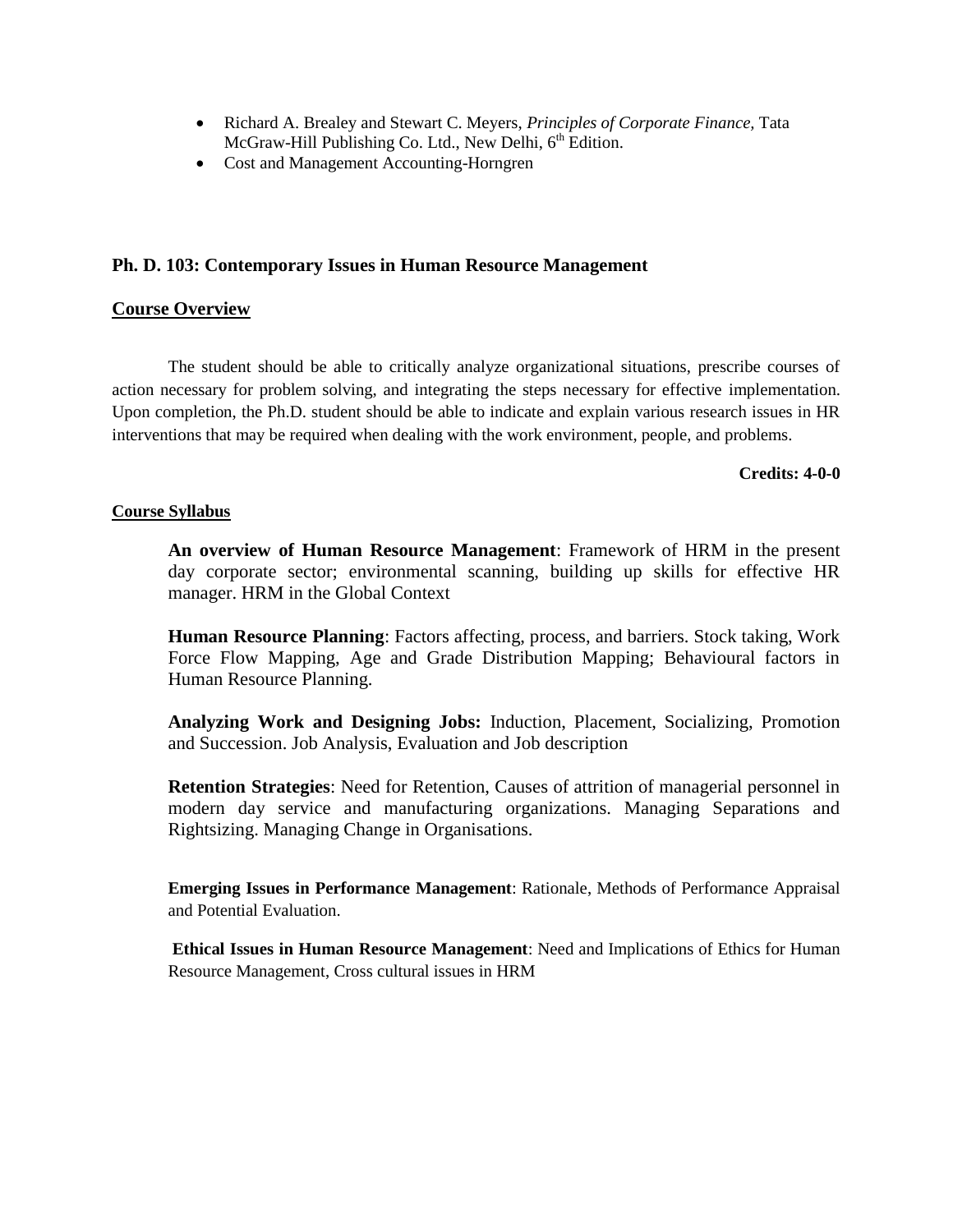- Richard A. Brealey and Stewart C. Meyers, *Principles of Corporate Finance,* Tata McGraw-Hill Publishing Co. Ltd., New Delhi, 6th Edition.
- Cost and Management Accounting-Horngren

## Ph. D. 103: Contemporary Issues in Human Resource Management

### Course Overview

The student should be able to critically analyze organizational situations, prescribe courses of action necessary for problem solving, and integrating the steps necessary for effective implementation. Upon completion, the Ph.D. student should be able to indicate and explain various research issues in HR interventions that may be required when dealing with the work environment, people, and problems.

**Credits: 4-0-0**

#### Course Syllabus

**An overview of Human Resource Management**: Framework of HRM in the present day corporate sector; environmental scanning, building up skills for effective HR manager. HRM in the Global Context

**Human Resource Planning**: Factors affecting, process, and barriers. Stock taking, Work Force Flow Mapping, Age and Grade Distribution Mapping; Behavioural factors in Human Resource Planning.

**Analyzing Work and Designing Jobs:** Induction, Placement, Socializing, Promotion and Succession. Job Analysis, Evaluation and Job description

**Retention Strategies**: Need for Retention, Causes of attrition of managerial personnel in modern day service and manufacturing organizations. Managing Separations and Rightsizing. Managing Change in Organisations.

**Emerging Issues in Performance Management**: Rationale, Methods of Performance Appraisal and Potential Evaluation.

**Ethical Issues in Human Resource Management**: Need and Implications of Ethics for Human Resource Management, Cross cultural issues in HRM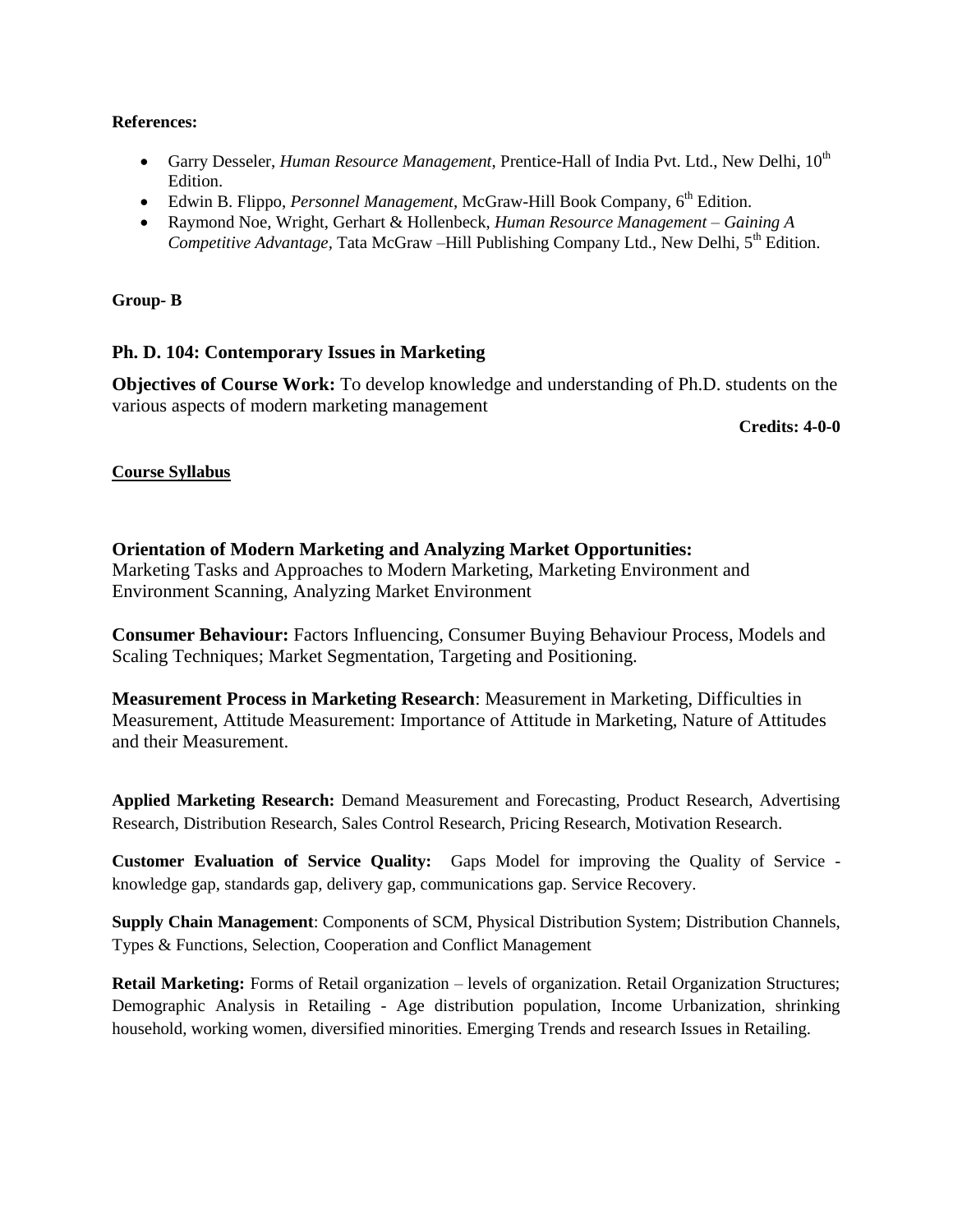**References:**

- Garry Desseler, *Human Resource Management*, Prentice-Hall of India Pvt. Ltd., New Delhi, 10th Edition.
- Edwin B. Flippo, *Personnel Management*, McGraw-Hill Book Company, 6th Edition.
- Raymond Noe, Wright, Gerhart & Hollenbeck, *Human Resource Management – Gaining A Competitive Advantage*, Tata McGraw –Hill Publishing Company Ltd., New Delhi, 5th Edition.

**Group- B**

### Ph. D. 104: Contemporary Issues in Marketing

**Objectives of Course Work:** To develop knowledge and understanding of Ph.D. students on the various aspects of modern marketing management

**Credits: 4-0-0**

**Course Syllabus**

**Orientation of Modern Marketing and Analyzing Market Opportunities:**
Marketing Tasks and Approaches to Modern Marketing, Marketing Environment and Environment Scanning, Analyzing Market Environment

**Consumer Behaviour:** Factors Influencing, Consumer Buying Behaviour Process, Models and Scaling Techniques; Market Segmentation, Targeting and Positioning.

**Measurement Process in Marketing Research**: Measurement in Marketing, Difficulties in Measurement, Attitude Measurement: Importance of Attitude in Marketing, Nature of Attitudes and their Measurement.

**Applied Marketing Research:** Demand Measurement and Forecasting, Product Research, Advertising Research, Distribution Research, Sales Control Research, Pricing Research, Motivation Research.

**Customer Evaluation of Service Quality:** Gaps Model for improving the Quality of Service - knowledge gap, standards gap, delivery gap, communications gap. Service Recovery.

**Supply Chain Management**: Components of SCM, Physical Distribution System; Distribution Channels, Types & Functions, Selection, Cooperation and Conflict Management

**Retail Marketing:** Forms of Retail organization – levels of organization. Retail Organization Structures; Demographic Analysis in Retailing - Age distribution population, Income Urbanization, shrinking household, working women, diversified minorities. Emerging Trends and research Issues in Retailing.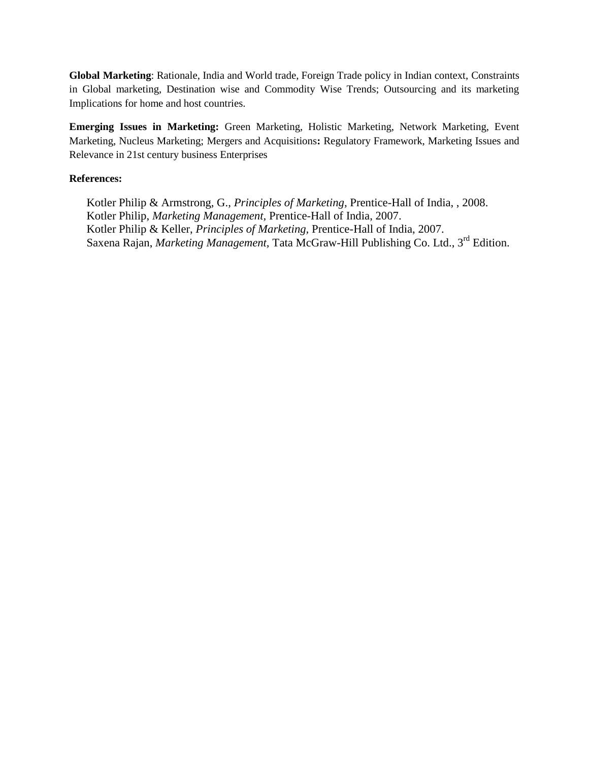**Global Marketing**: Rationale, India and World trade, Foreign Trade policy in Indian context, Constraints in Global marketing, Destination wise and Commodity Wise Trends; Outsourcing and its marketing Implications for home and host countries.

**Emerging Issues in Marketing:** Green Marketing, Holistic Marketing, Network Marketing, Event Marketing, Nucleus Marketing; Mergers and Acquisitions**:** Regulatory Framework, Marketing Issues and Relevance in 21st century business Enterprises

**References:**

Kotler Philip & Armstrong, G., *Principles of Marketing,* Prentice-Hall of India, , 2008.
Kotler Philip, *Marketing Management,* Prentice-Hall of India, 2007.
Kotler Philip & Keller, *Principles of Marketing,* Prentice-Hall of India, 2007.
Saxena Rajan, *Marketing Management,* Tata McGraw-Hill Publishing Co. Ltd., 3rd Edition.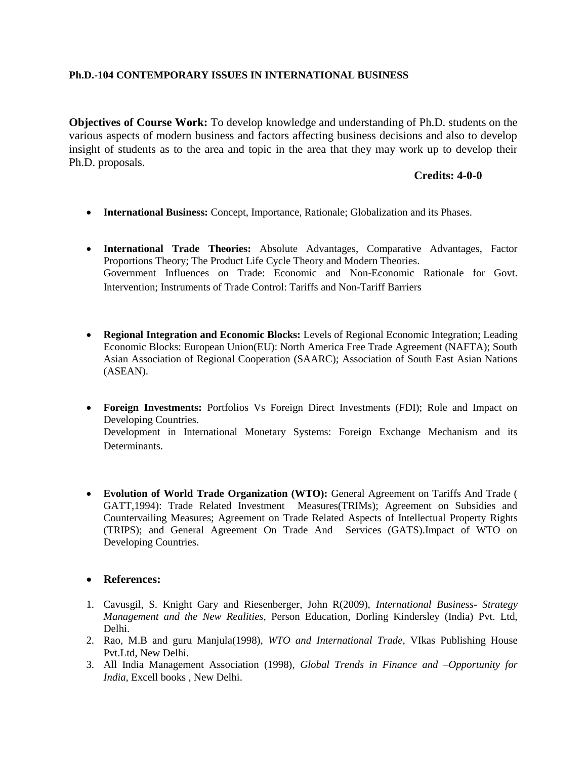**Ph.D.-104 CONTEMPORARY ISSUES IN INTERNATIONAL BUSINESS**

**Objectives of Course Work:** To develop knowledge and understanding of Ph.D. students on the various aspects of modern business and factors affecting business decisions and also to develop insight of students as to the area and topic in the area that they may work up to develop their Ph.D. proposals.

**Credits: 4-0-0**

- **International Business:** Concept, Importance, Rationale; Globalization and its Phases.

- **International Trade Theories:** Absolute Advantages, Comparative Advantages, Factor Proportions Theory; The Product Life Cycle Theory and Modern Theories.
  Government Influences on Trade: Economic and Non-Economic Rationale for Govt. Intervention; Instruments of Trade Control: Tariffs and Non-Tariff Barriers

- **Regional Integration and Economic Blocks:** Levels of Regional Economic Integration; Leading Economic Blocks: European Union(EU): North America Free Trade Agreement (NAFTA); South Asian Association of Regional Cooperation (SAARC); Association of South East Asian Nations (ASEAN).

- **Foreign Investments:** Portfolios Vs Foreign Direct Investments (FDI); Role and Impact on Developing Countries.
  Development in International Monetary Systems: Foreign Exchange Mechanism and its Determinants.

- **Evolution of World Trade Organization (WTO):** General Agreement on Tariffs And Trade ( GATT,1994): Trade Related Investment Measures(TRIMs); Agreement on Subsidies and Countervailing Measures; Agreement on Trade Related Aspects of Intellectual Property Rights (TRIPS); and General Agreement On Trade And Services (GATS).Impact of WTO on Developing Countries.

- **References:**

1. Cavusgil, S. Knight Gary and Riesenberger, John R(2009), *International Business- Strategy Management and the New Realities*, Person Education, Dorling Kindersley (India) Pvt. Ltd, Delhi.
2. Rao, M.B and guru Manjula(1998), *WTO and International Trade*, VIkas Publishing House Pvt.Ltd, New Delhi.
3. All India Management Association (1998), *Global Trends in Finance and –Opportunity for India,* Excell books , New Delhi.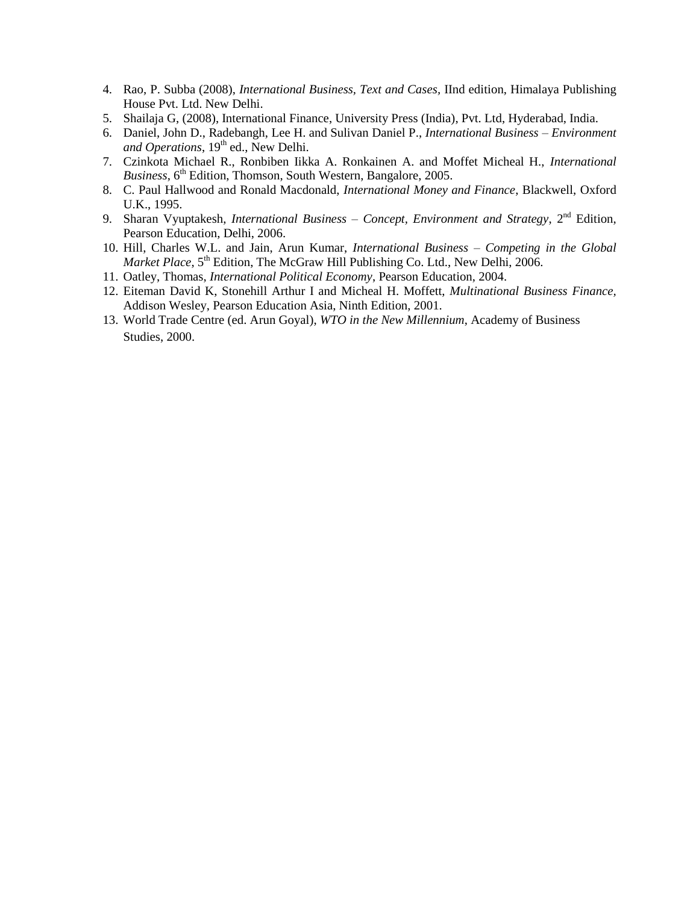4. Rao, P. Subba (2008), *International Business, Text and Cases*, IInd edition, Himalaya Publishing House Pvt. Ltd. New Delhi.
5. Shailaja G, (2008), International Finance, University Press (India), Pvt. Ltd, Hyderabad, India.
6. Daniel, John D., Radebangh, Lee H. and Sulivan Daniel P., *International Business – Environment and Operations*, 19th ed., New Delhi.
7. Czinkota Michael R., Ronbiben Iikka A. Ronkainen A. and Moffet Micheal H., *International Business*, 6th Edition, Thomson, South Western, Bangalore, 2005.
8. C. Paul Hallwood and Ronald Macdonald, *International Money and Finance*, Blackwell, Oxford U.K., 1995.
9. Sharan Vyuptakesh, *International Business – Concept, Environment and Strategy*, 2nd Edition, Pearson Education, Delhi, 2006.
10. Hill, Charles W.L. and Jain, Arun Kumar, *International Business – Competing in the Global Market Place*, 5th Edition, The McGraw Hill Publishing Co. Ltd., New Delhi, 2006.
11. Oatley, Thomas, *International Political Economy*, Pearson Education, 2004.
12. Eiteman David K, Stonehill Arthur I and Micheal H. Moffett, *Multinational Business Finance*, Addison Wesley, Pearson Education Asia, Ninth Edition, 2001.
13. World Trade Centre (ed. Arun Goyal), *WTO in the New Millennium*, Academy of Business Studies, 2000.